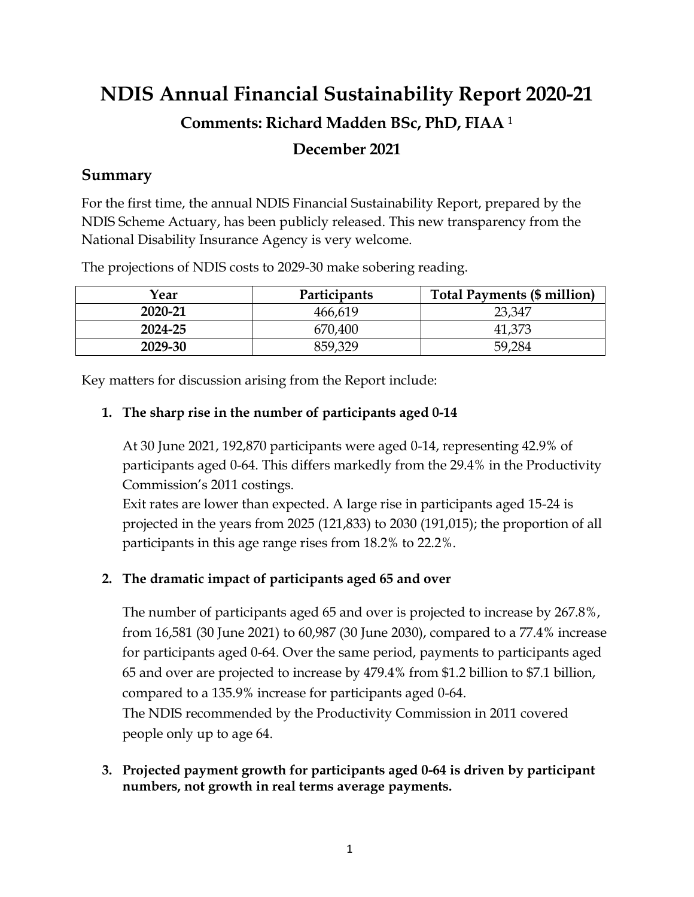# NDIS Annual Financial Sustainability Report 2020-21

## Comments: Richard Madden BSc, PhD, FIAA [1]

## December 2021

## Summary

For the first time, the annual NDIS Financial Sustainability Report, prepared by the NDIS Scheme Actuary, has been publicly released. This new transparency from the National Disability Insurance Agency is very welcome.

The projections of NDIS costs to 2029-30 make sobering reading.

| Year | Participants | Total Payments ($ million) |
|---|---|---|
| **2020-21** | 466,619 | 23,347 |
| **2024-25** | 670,400 | 41,373 |
| **2029-30** | 859,329 | 59,284 |

Key matters for discussion arising from the Report include:

1. **The sharp rise in the number of participants aged 0-14**

   At 30 June 2021, 192,870 participants were aged 0-14, representing 42.9% of participants aged 0-64. This differs markedly from the 29.4% in the Productivity Commission's 2011 costings.
   Exit rates are lower than expected. A large rise in participants aged 15-24 is projected in the years from 2025 (121,833) to 2030 (191,015); the proportion of all participants in this age range rises from 18.2% to 22.2%.

2. **The dramatic impact of participants aged 65 and over**

   The number of participants aged 65 and over is projected to increase by 267.8%, from 16,581 (30 June 2021) to 60,987 (30 June 2030), compared to a 77.4% increase for participants aged 0-64. Over the same period, payments to participants aged 65 and over are projected to increase by 479.4% from $1.2 billion to $7.1 billion, compared to a 135.9% increase for participants aged 0-64.
   The NDIS recommended by the Productivity Commission in 2011 covered people only up to age 64.

3. **Projected payment growth for participants aged 0-64 is driven by participant numbers, not growth in real terms average payments.**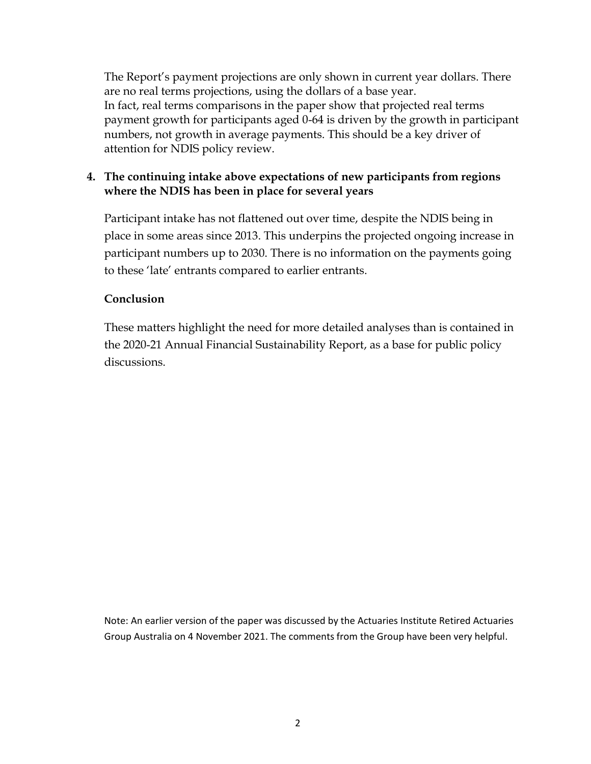The Report's payment projections are only shown in current year dollars. There are no real terms projections, using the dollars of a base year.
In fact, real terms comparisons in the paper show that projected real terms payment growth for participants aged 0-64 is driven by the growth in participant numbers, not growth in average payments. This should be a key driver of attention for NDIS policy review.

4. **The continuing intake above expectations of new participants from regions where the NDIS has been in place for several years**

   Participant intake has not flattened out over time, despite the NDIS being in place in some areas since 2013. This underpins the projected ongoing increase in participant numbers up to 2030. There is no information on the payments going to these 'late' entrants compared to earlier entrants.

**Conclusion**

These matters highlight the need for more detailed analyses than is contained in the 2020-21 Annual Financial Sustainability Report, as a base for public policy discussions.

Note: An earlier version of the paper was discussed by the Actuaries Institute Retired Actuaries Group Australia on 4 November 2021. The comments from the Group have been very helpful.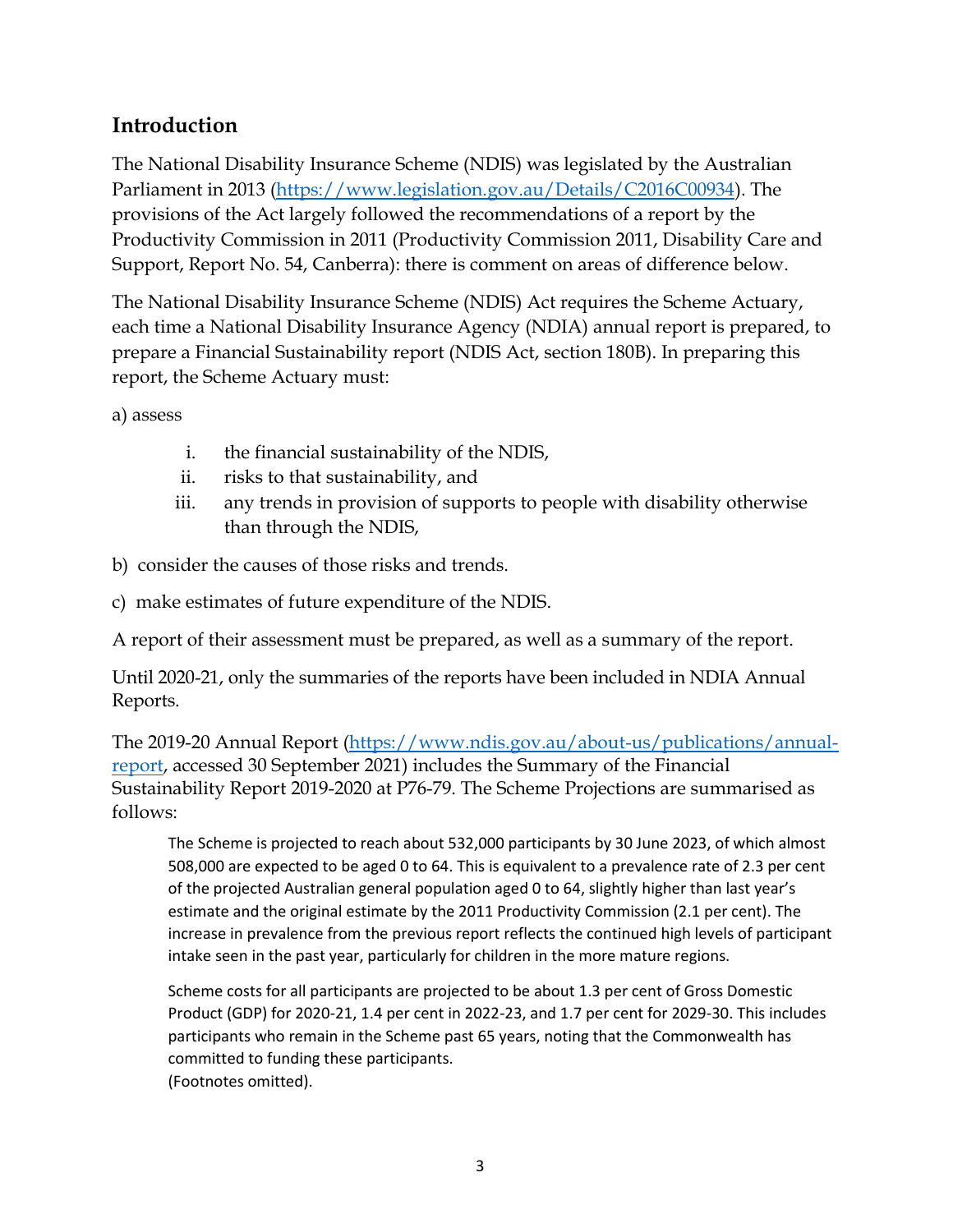## Introduction

The National Disability Insurance Scheme (NDIS) was legislated by the Australian Parliament in 2013 (https://www.legislation.gov.au/Details/C2016C00934). The provisions of the Act largely followed the recommendations of a report by the Productivity Commission in 2011 (Productivity Commission 2011, Disability Care and Support, Report No. 54, Canberra): there is comment on areas of difference below.

The National Disability Insurance Scheme (NDIS) Act requires the Scheme Actuary, each time a National Disability Insurance Agency (NDIA) annual report is prepared, to prepare a Financial Sustainability report (NDIS Act, section 180B). In preparing this report, the Scheme Actuary must:

a) assess

i. the financial sustainability of the NDIS,
ii. risks to that sustainability, and
iii. any trends in provision of supports to people with disability otherwise than through the NDIS,

b) consider the causes of those risks and trends.

c) make estimates of future expenditure of the NDIS.

A report of their assessment must be prepared, as well as a summary of the report.

Until 2020-21, only the summaries of the reports have been included in NDIA Annual Reports.

The 2019-20 Annual Report (https://www.ndis.gov.au/about-us/publications/annual-report, accessed 30 September 2021) includes the Summary of the Financial Sustainability Report 2019-2020 at P76-79. The Scheme Projections are summarised as follows:

> The Scheme is projected to reach about 532,000 participants by 30 June 2023, of which almost 508,000 are expected to be aged 0 to 64. This is equivalent to a prevalence rate of 2.3 per cent of the projected Australian general population aged 0 to 64, slightly higher than last year's estimate and the original estimate by the 2011 Productivity Commission (2.1 per cent). The increase in prevalence from the previous report reflects the continued high levels of participant intake seen in the past year, particularly for children in the more mature regions.
>
> Scheme costs for all participants are projected to be about 1.3 per cent of Gross Domestic Product (GDP) for 2020-21, 1.4 per cent in 2022-23, and 1.7 per cent for 2029-30. This includes participants who remain in the Scheme past 65 years, noting that the Commonwealth has committed to funding these participants.
> (Footnotes omitted).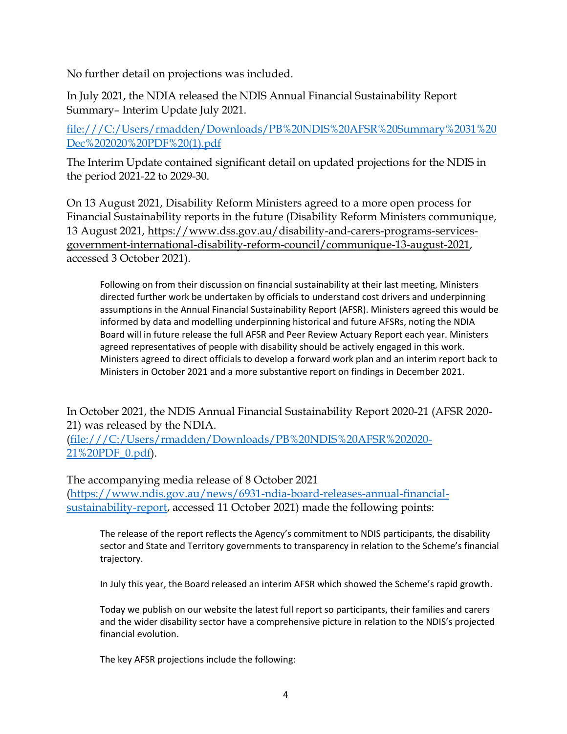No further detail on projections was included.

In July 2021, the NDIA released the NDIS Annual Financial Sustainability Report Summary– Interim Update July 2021.

[file:///C:/Users/rmadden/Downloads/PB%20NDIS%20AFSR%20Summary%2031%20Dec%202020%20PDF%20(1).pdf](file:///C:/Users/rmadden/Downloads/PB%20NDIS%20AFSR%20Summary%2031%20Dec%202020%20PDF%20(1).pdf)

The Interim Update contained significant detail on updated projections for the NDIS in the period 2021-22 to 2029-30.

On 13 August 2021, Disability Reform Ministers agreed to a more open process for Financial Sustainability reports in the future (Disability Reform Ministers communique, 13 August 2021, [https://www.dss.gov.au/disability-and-carers-programs-services-government-international-disability-reform-council/communique-13-august-2021](https://www.dss.gov.au/disability-and-carers-programs-services-government-international-disability-reform-council/communique-13-august-2021), accessed 3 October 2021).

> Following on from their discussion on financial sustainability at their last meeting, Ministers directed further work be undertaken by officials to understand cost drivers and underpinning assumptions in the Annual Financial Sustainability Report (AFSR). Ministers agreed this would be informed by data and modelling underpinning historical and future AFSRs, noting the NDIA Board will in future release the full AFSR and Peer Review Actuary Report each year. Ministers agreed representatives of people with disability should be actively engaged in this work. Ministers agreed to direct officials to develop a forward work plan and an interim report back to Ministers in October 2021 and a more substantive report on findings in December 2021.

In October 2021, the NDIS Annual Financial Sustainability Report 2020-21 (AFSR 2020-21) was released by the NDIA. ([file:///C:/Users/rmadden/Downloads/PB%20NDIS%20AFSR%202020-21%20PDF_0.pdf](file:///C:/Users/rmadden/Downloads/PB%20NDIS%20AFSR%202020-21%20PDF_0.pdf)).

The accompanying media release of 8 October 2021 ([https://www.ndis.gov.au/news/6931-ndia-board-releases-annual-financial-sustainability-report](https://www.ndis.gov.au/news/6931-ndia-board-releases-annual-financial-sustainability-report), accessed 11 October 2021) made the following points:

> The release of the report reflects the Agency's commitment to NDIS participants, the disability sector and State and Territory governments to transparency in relation to the Scheme's financial trajectory.
>
> In July this year, the Board released an interim AFSR which showed the Scheme's rapid growth.
>
> Today we publish on our website the latest full report so participants, their families and carers and the wider disability sector have a comprehensive picture in relation to the NDIS's projected financial evolution.
>
> The key AFSR projections include the following: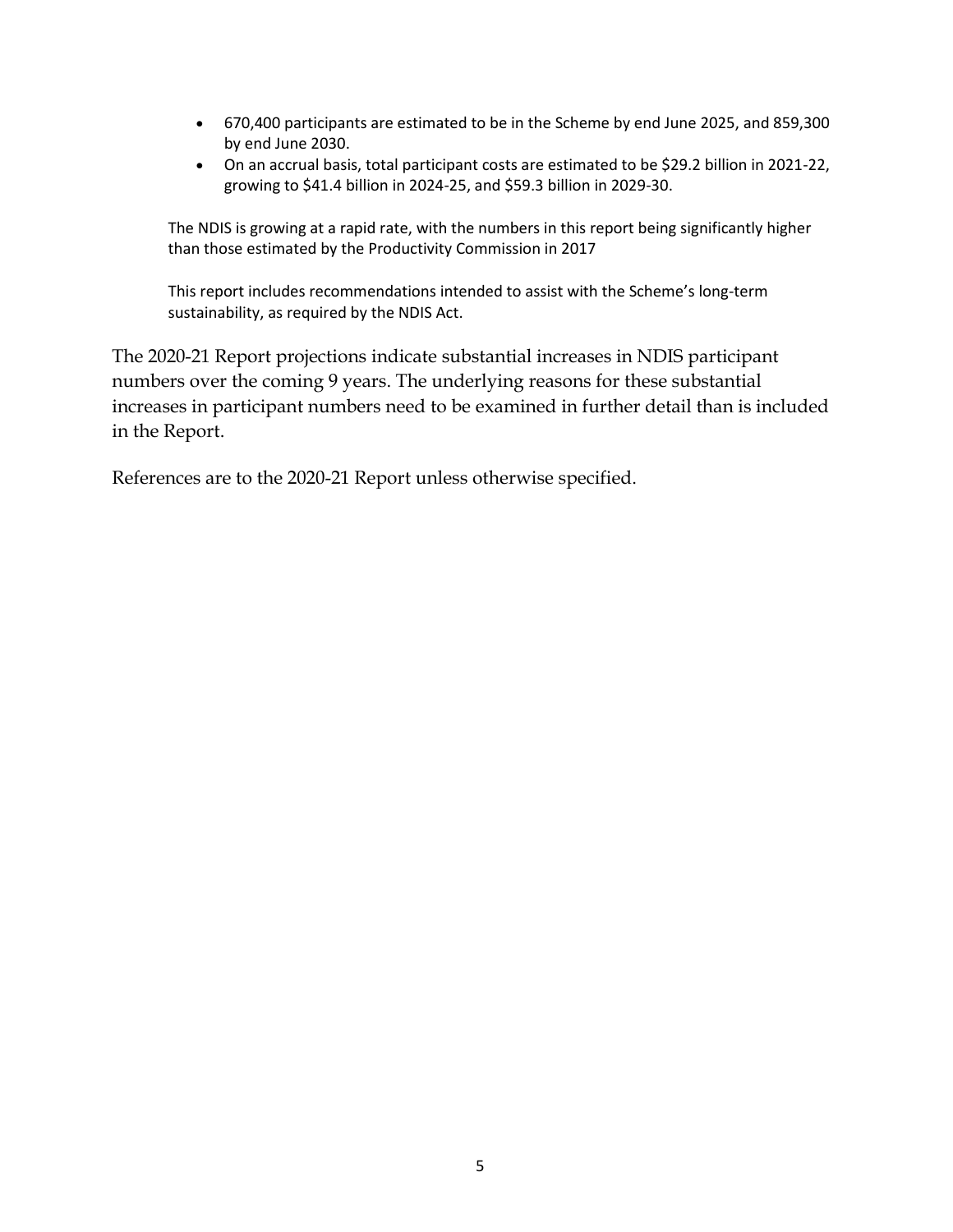- 670,400 participants are estimated to be in the Scheme by end June 2025, and 859,300 by end June 2030.
- On an accrual basis, total participant costs are estimated to be $29.2 billion in 2021-22, growing to $41.4 billion in 2024-25, and $59.3 billion in 2029-30.

The NDIS is growing at a rapid rate, with the numbers in this report being significantly higher than those estimated by the Productivity Commission in 2017

This report includes recommendations intended to assist with the Scheme's long-term sustainability, as required by the NDIS Act.

The 2020-21 Report projections indicate substantial increases in NDIS participant numbers over the coming 9 years. The underlying reasons for these substantial increases in participant numbers need to be examined in further detail than is included in the Report.

References are to the 2020-21 Report unless otherwise specified.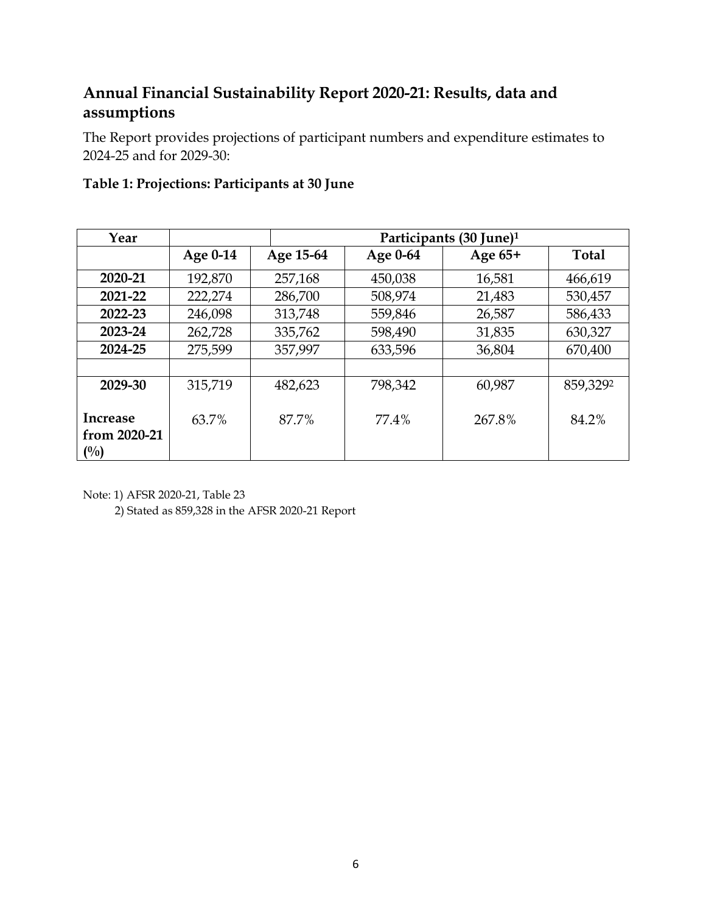## Annual Financial Sustainability Report 2020-21: Results, data and assumptions

The Report provides projections of participant numbers and expenditure estimates to 2024-25 and for 2029-30:

### Table 1: Projections: Participants at 30 June

| Year | | Participants (30 June)[1] | | | |
|---|---|---|---|---|---|
| | Age 0-14 | Age 15-64 | Age 0-64 | Age 65+ | Total |
| **2020-21** | 192,870 | 257,168 | 450,038 | 16,581 | 466,619 |
| **2021-22** | 222,274 | 286,700 | 508,974 | 21,483 | 530,457 |
| **2022-23** | 246,098 | 313,748 | 559,846 | 26,587 | 586,433 |
| **2023-24** | 262,728 | 335,762 | 598,490 | 31,835 | 630,327 |
| **2024-25** | 275,599 | 357,997 | 633,596 | 36,804 | 670,400 |
| | | | | | |
| **2029-30** | 315,719 | 482,623 | 798,342 | 60,987 | 859,329[2] |
| **Increase from 2020-21 (%)** | 63.7% | 87.7% | 77.4% | 267.8% | 84.2% |

Note: 1) AFSR 2020-21, Table 23

2) Stated as 859,328 in the AFSR 2020-21 Report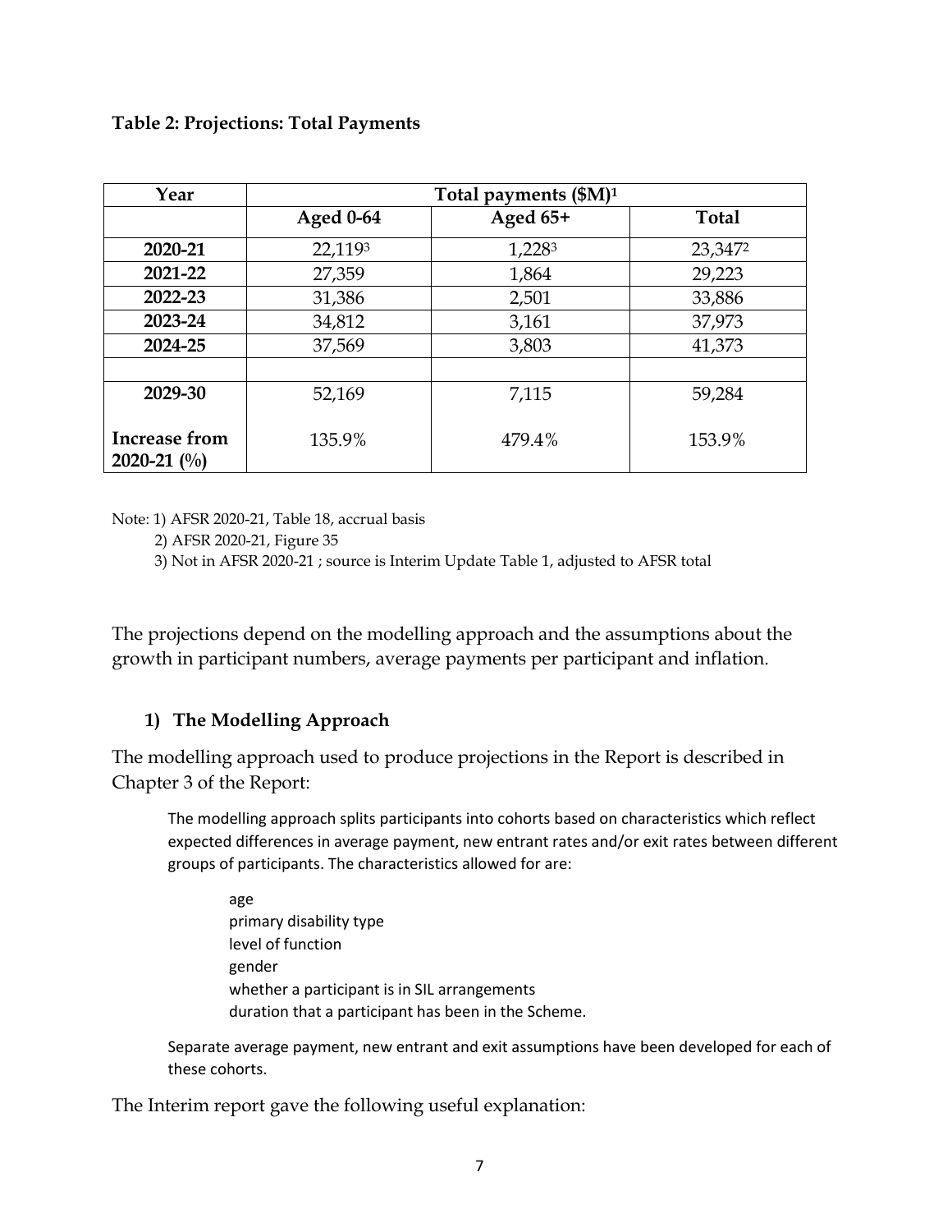**Table 2: Projections: Total Payments**

| Year | Total payments ($M)[1] | | |
|---|---|---|---|
| | **Aged 0-64** | **Aged 65+** | **Total** |
| **2020-21** | 22,119[3] | 1,228[3] | 23,347[2] |
| **2021-22** | 27,359 | 1,864 | 29,223 |
| **2022-23** | 31,386 | 2,501 | 33,886 |
| **2023-24** | 34,812 | 3,161 | 37,973 |
| **2024-25** | 37,569 | 3,803 | 41,373 |
| | | | |
| **2029-30** | 52,169 | 7,115 | 59,284 |
| **Increase from 2020-21 (%)** | 135.9% | 479.4% | 153.9% |

Note: 1) AFSR 2020-21, Table 18, accrual basis

2) AFSR 2020-21, Figure 35

3) Not in AFSR 2020-21 ; source is Interim Update Table 1, adjusted to AFSR total

The projections depend on the modelling approach and the assumptions about the growth in participant numbers, average payments per participant and inflation.

### 1) The Modelling Approach

The modelling approach used to produce projections in the Report is described in Chapter 3 of the Report:

> The modelling approach splits participants into cohorts based on characteristics which reflect expected differences in average payment, new entrant rates and/or exit rates between different groups of participants. The characteristics allowed for are:
>
> age
> primary disability type
> level of function
> gender
> whether a participant is in SIL arrangements
> duration that a participant has been in the Scheme.
>
> Separate average payment, new entrant and exit assumptions have been developed for each of these cohorts.

The Interim report gave the following useful explanation: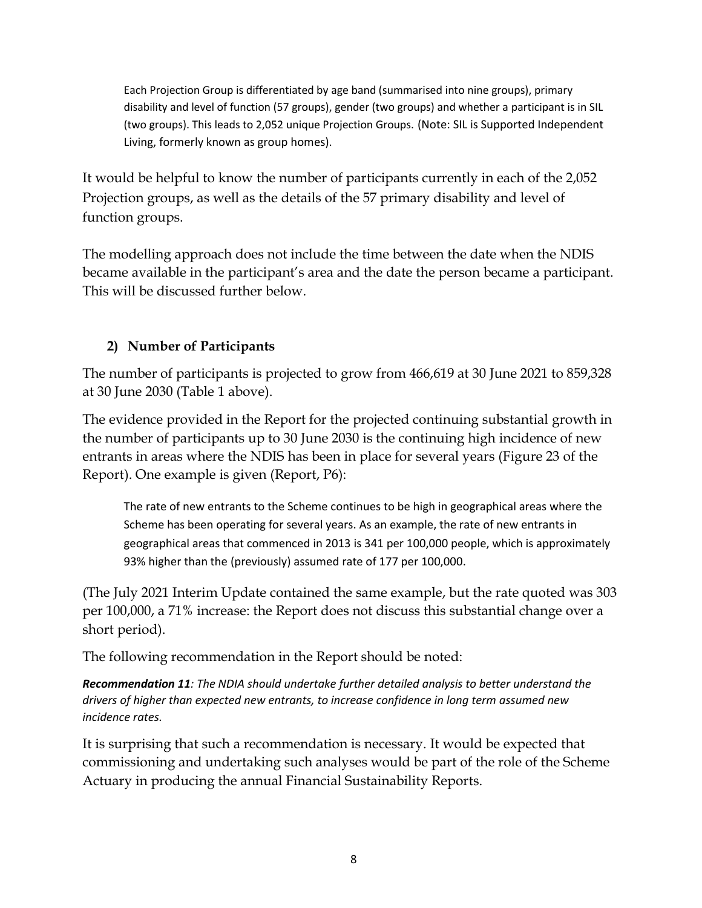> Each Projection Group is differentiated by age band (summarised into nine groups), primary disability and level of function (57 groups), gender (two groups) and whether a participant is in SIL (two groups). This leads to 2,052 unique Projection Groups. (Note: SIL is Supported Independent Living, formerly known as group homes).

It would be helpful to know the number of participants currently in each of the 2,052 Projection groups, as well as the details of the 57 primary disability and level of function groups.

The modelling approach does not include the time between the date when the NDIS became available in the participant's area and the date the person became a participant. This will be discussed further below.

### 2) Number of Participants

The number of participants is projected to grow from 466,619 at 30 June 2021 to 859,328 at 30 June 2030 (Table 1 above).

The evidence provided in the Report for the projected continuing substantial growth in the number of participants up to 30 June 2030 is the continuing high incidence of new entrants in areas where the NDIS has been in place for several years (Figure 23 of the Report). One example is given (Report, P6):

> The rate of new entrants to the Scheme continues to be high in geographical areas where the Scheme has been operating for several years. As an example, the rate of new entrants in geographical areas that commenced in 2013 is 341 per 100,000 people, which is approximately 93% higher than the (previously) assumed rate of 177 per 100,000.

(The July 2021 Interim Update contained the same example, but the rate quoted was 303 per 100,000, a 71% increase: the Report does not discuss this substantial change over a short period).

The following recommendation in the Report should be noted:

***Recommendation 11****: The NDIA should undertake further detailed analysis to better understand the drivers of higher than expected new entrants, to increase confidence in long term assumed new incidence rates.*

It is surprising that such a recommendation is necessary. It would be expected that commissioning and undertaking such analyses would be part of the role of the Scheme Actuary in producing the annual Financial Sustainability Reports.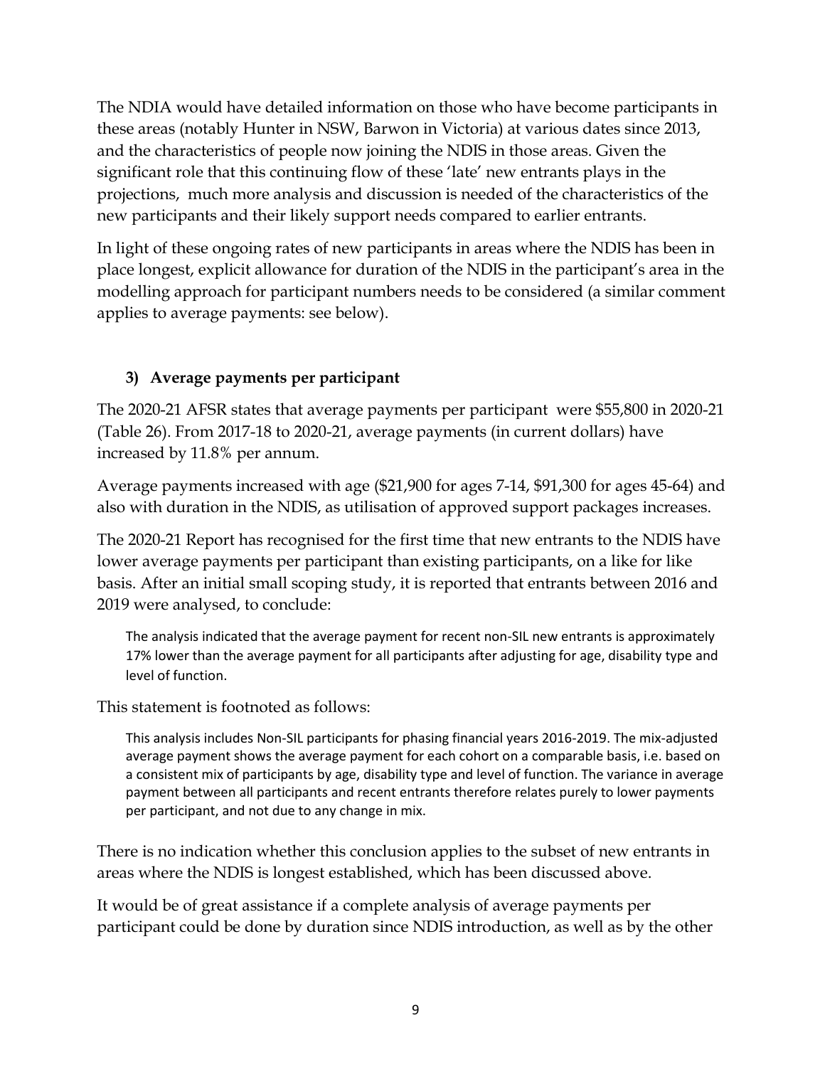The NDIA would have detailed information on those who have become participants in these areas (notably Hunter in NSW, Barwon in Victoria) at various dates since 2013, and the characteristics of people now joining the NDIS in those areas. Given the significant role that this continuing flow of these 'late' new entrants plays in the projections, much more analysis and discussion is needed of the characteristics of the new participants and their likely support needs compared to earlier entrants.

In light of these ongoing rates of new participants in areas where the NDIS has been in place longest, explicit allowance for duration of the NDIS in the participant's area in the modelling approach for participant numbers needs to be considered (a similar comment applies to average payments: see below).

### 3) Average payments per participant

The 2020-21 AFSR states that average payments per participant were $55,800 in 2020-21 (Table 26). From 2017-18 to 2020-21, average payments (in current dollars) have increased by 11.8% per annum.

Average payments increased with age ($21,900 for ages 7-14, $91,300 for ages 45-64) and also with duration in the NDIS, as utilisation of approved support packages increases.

The 2020-21 Report has recognised for the first time that new entrants to the NDIS have lower average payments per participant than existing participants, on a like for like basis. After an initial small scoping study, it is reported that entrants between 2016 and 2019 were analysed, to conclude:

> The analysis indicated that the average payment for recent non-SIL new entrants is approximately 17% lower than the average payment for all participants after adjusting for age, disability type and level of function.

This statement is footnoted as follows:

> This analysis includes Non-SIL participants for phasing financial years 2016-2019. The mix-adjusted average payment shows the average payment for each cohort on a comparable basis, i.e. based on a consistent mix of participants by age, disability type and level of function. The variance in average payment between all participants and recent entrants therefore relates purely to lower payments per participant, and not due to any change in mix.

There is no indication whether this conclusion applies to the subset of new entrants in areas where the NDIS is longest established, which has been discussed above.

It would be of great assistance if a complete analysis of average payments per participant could be done by duration since NDIS introduction, as well as by the other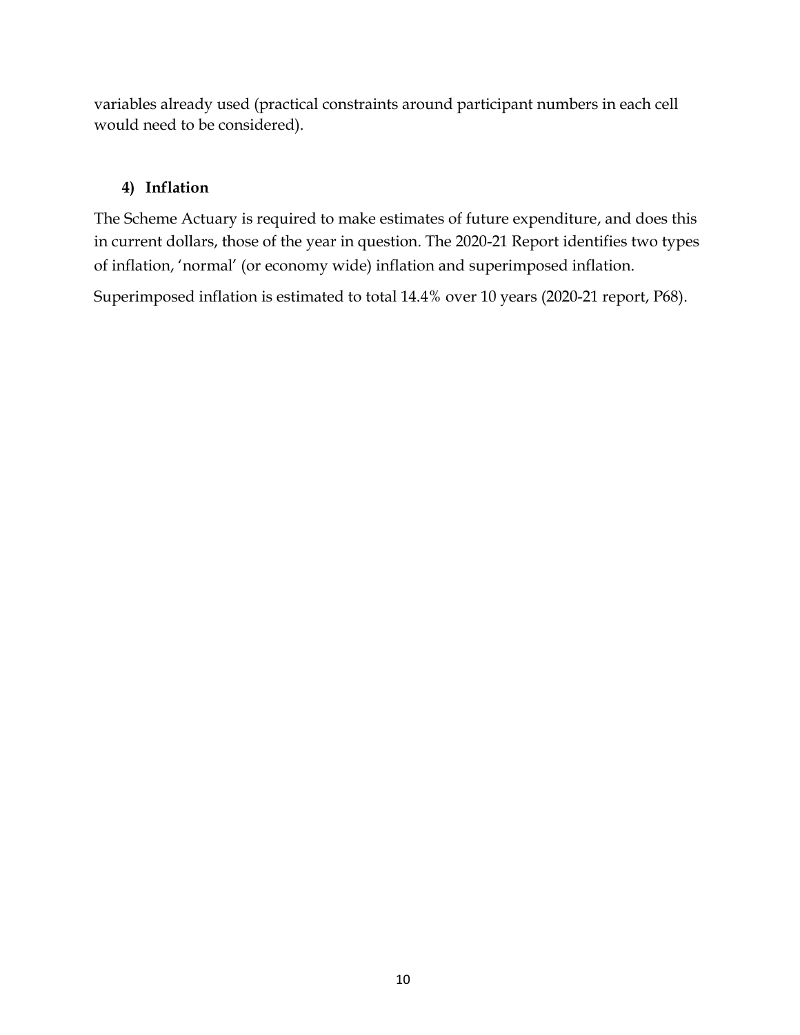variables already used (practical constraints around participant numbers in each cell would need to be considered).

### 4) Inflation

The Scheme Actuary is required to make estimates of future expenditure, and does this in current dollars, those of the year in question. The 2020-21 Report identifies two types of inflation, 'normal' (or economy wide) inflation and superimposed inflation.

Superimposed inflation is estimated to total 14.4% over 10 years (2020-21 report, P68).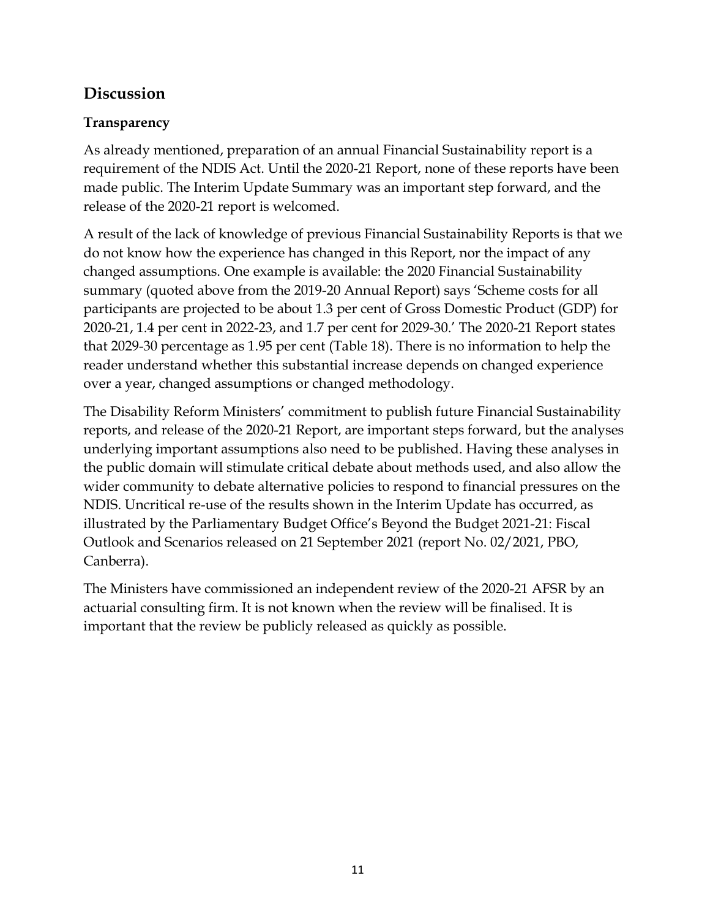## Discussion

### Transparency

As already mentioned, preparation of an annual Financial Sustainability report is a requirement of the NDIS Act. Until the 2020-21 Report, none of these reports have been made public. The Interim Update Summary was an important step forward, and the release of the 2020-21 report is welcomed.

A result of the lack of knowledge of previous Financial Sustainability Reports is that we do not know how the experience has changed in this Report, nor the impact of any changed assumptions. One example is available: the 2020 Financial Sustainability summary (quoted above from the 2019-20 Annual Report) says 'Scheme costs for all participants are projected to be about 1.3 per cent of Gross Domestic Product (GDP) for 2020-21, 1.4 per cent in 2022-23, and 1.7 per cent for 2029-30.' The 2020-21 Report states that 2029-30 percentage as 1.95 per cent (Table 18). There is no information to help the reader understand whether this substantial increase depends on changed experience over a year, changed assumptions or changed methodology.

The Disability Reform Ministers' commitment to publish future Financial Sustainability reports, and release of the 2020-21 Report, are important steps forward, but the analyses underlying important assumptions also need to be published. Having these analyses in the public domain will stimulate critical debate about methods used, and also allow the wider community to debate alternative policies to respond to financial pressures on the NDIS. Uncritical re-use of the results shown in the Interim Update has occurred, as illustrated by the Parliamentary Budget Office's Beyond the Budget 2021-21: Fiscal Outlook and Scenarios released on 21 September 2021 (report No. 02/2021, PBO, Canberra).

The Ministers have commissioned an independent review of the 2020-21 AFSR by an actuarial consulting firm. It is not known when the review will be finalised. It is important that the review be publicly released as quickly as possible.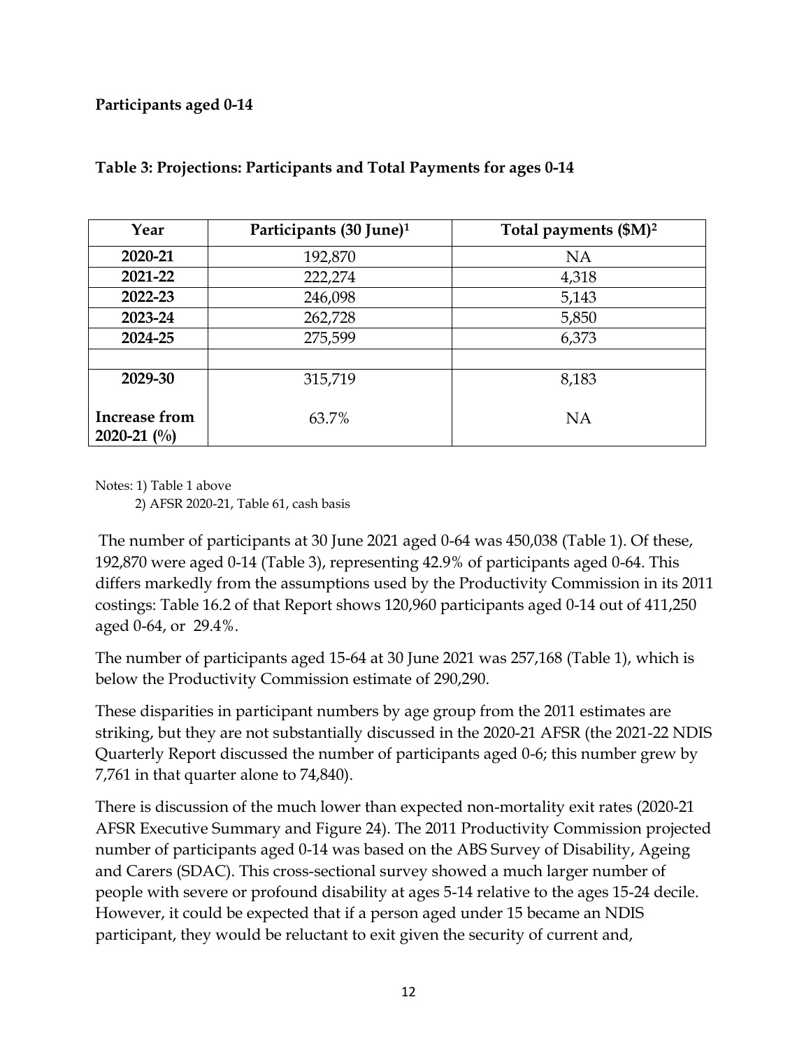**Participants aged 0-14**

**Table 3: Projections: Participants and Total Payments for ages 0-14**

| Year | Participants (30 June)[1] | Total payments ($M)[2] |
|---|---|---|
| **2020-21** | 192,870 | NA |
| **2021-22** | 222,274 | 4,318 |
| **2022-23** | 246,098 | 5,143 |
| **2023-24** | 262,728 | 5,850 |
| **2024-25** | 275,599 | 6,373 |
| | | |
| **2029-30** | 315,719 | 8,183 |
| **Increase from 2020-21 (%)** | 63.7% | NA |

Notes: 1) Table 1 above
2) AFSR 2020-21, Table 61, cash basis

The number of participants at 30 June 2021 aged 0-64 was 450,038 (Table 1). Of these, 192,870 were aged 0-14 (Table 3), representing 42.9% of participants aged 0-64. This differs markedly from the assumptions used by the Productivity Commission in its 2011 costings: Table 16.2 of that Report shows 120,960 participants aged 0-14 out of 411,250 aged 0-64, or 29.4%.

The number of participants aged 15-64 at 30 June 2021 was 257,168 (Table 1), which is below the Productivity Commission estimate of 290,290.

These disparities in participant numbers by age group from the 2011 estimates are striking, but they are not substantially discussed in the 2020-21 AFSR (the 2021-22 NDIS Quarterly Report discussed the number of participants aged 0-6; this number grew by 7,761 in that quarter alone to 74,840).

There is discussion of the much lower than expected non-mortality exit rates (2020-21 AFSR Executive Summary and Figure 24). The 2011 Productivity Commission projected number of participants aged 0-14 was based on the ABS Survey of Disability, Ageing and Carers (SDAC). This cross-sectional survey showed a much larger number of people with severe or profound disability at ages 5-14 relative to the ages 15-24 decile. However, it could be expected that if a person aged under 15 became an NDIS participant, they would be reluctant to exit given the security of current and,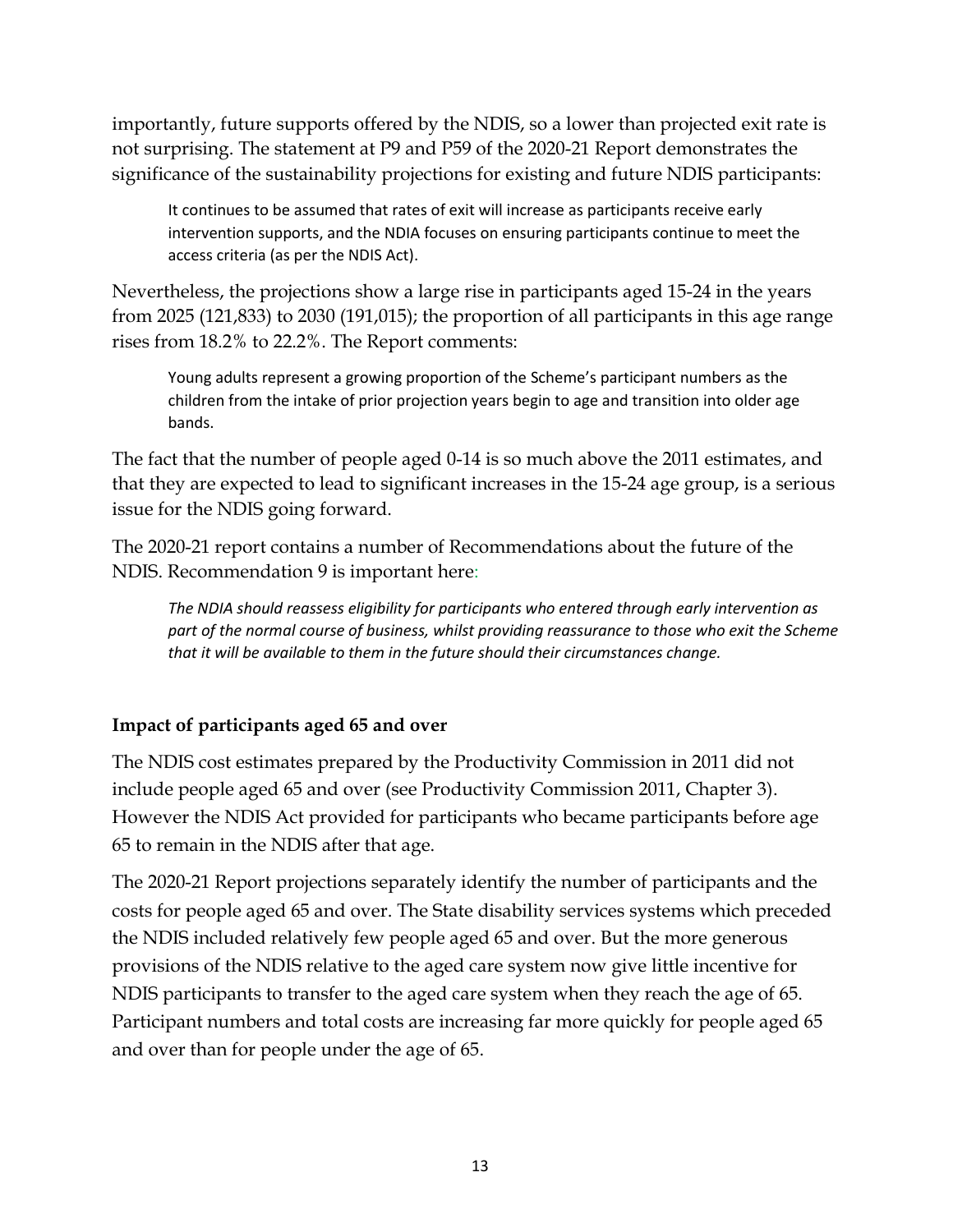importantly, future supports offered by the NDIS, so a lower than projected exit rate is not surprising. The statement at P9 and P59 of the 2020-21 Report demonstrates the significance of the sustainability projections for existing and future NDIS participants:

> It continues to be assumed that rates of exit will increase as participants receive early intervention supports, and the NDIA focuses on ensuring participants continue to meet the access criteria (as per the NDIS Act).

Nevertheless, the projections show a large rise in participants aged 15-24 in the years from 2025 (121,833) to 2030 (191,015); the proportion of all participants in this age range rises from 18.2% to 22.2%. The Report comments:

> Young adults represent a growing proportion of the Scheme's participant numbers as the children from the intake of prior projection years begin to age and transition into older age bands.

The fact that the number of people aged 0-14 is so much above the 2011 estimates, and that they are expected to lead to significant increases in the 15-24 age group, is a serious issue for the NDIS going forward.

The 2020-21 report contains a number of Recommendations about the future of the NDIS. Recommendation 9 is important here:

> *The NDIA should reassess eligibility for participants who entered through early intervention as part of the normal course of business, whilst providing reassurance to those who exit the Scheme that it will be available to them in the future should their circumstances change.*

**Impact of participants aged 65 and over**

The NDIS cost estimates prepared by the Productivity Commission in 2011 did not include people aged 65 and over (see Productivity Commission 2011, Chapter 3). However the NDIS Act provided for participants who became participants before age 65 to remain in the NDIS after that age.

The 2020-21 Report projections separately identify the number of participants and the costs for people aged 65 and over. The State disability services systems which preceded the NDIS included relatively few people aged 65 and over. But the more generous provisions of the NDIS relative to the aged care system now give little incentive for NDIS participants to transfer to the aged care system when they reach the age of 65. Participant numbers and total costs are increasing far more quickly for people aged 65 and over than for people under the age of 65.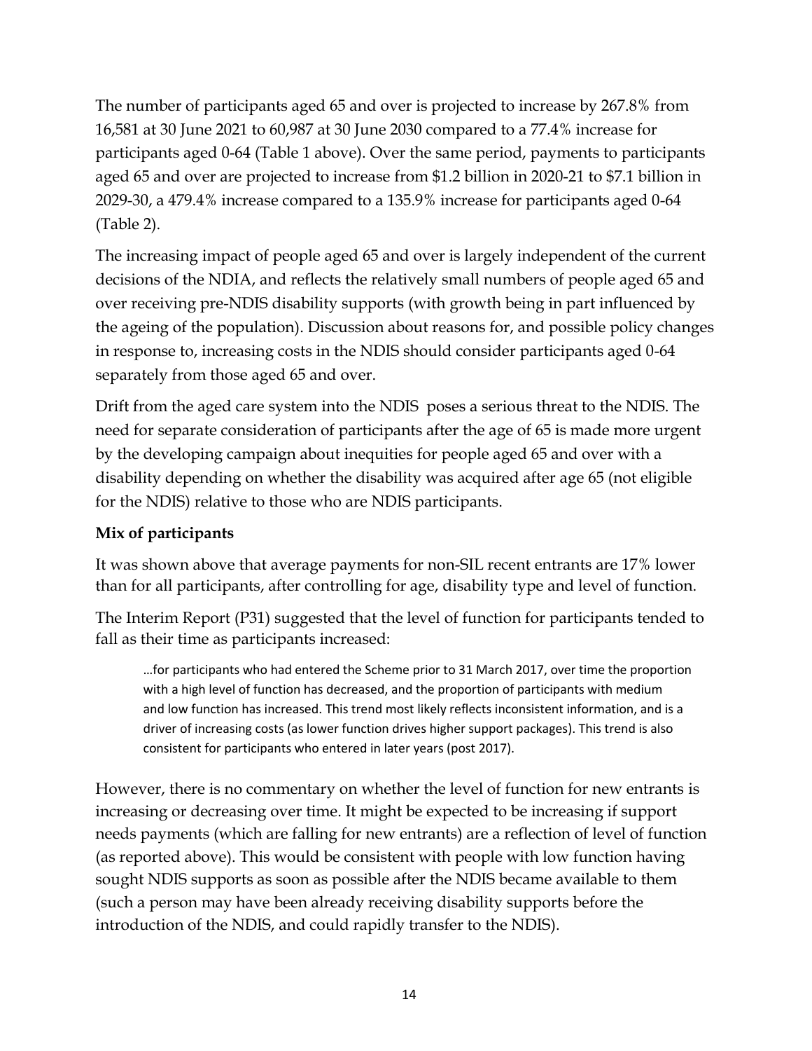The number of participants aged 65 and over is projected to increase by 267.8% from 16,581 at 30 June 2021 to 60,987 at 30 June 2030 compared to a 77.4% increase for participants aged 0-64 (Table 1 above). Over the same period, payments to participants aged 65 and over are projected to increase from $1.2 billion in 2020-21 to $7.1 billion in 2029-30, a 479.4% increase compared to a 135.9% increase for participants aged 0-64 (Table 2).

The increasing impact of people aged 65 and over is largely independent of the current decisions of the NDIA, and reflects the relatively small numbers of people aged 65 and over receiving pre-NDIS disability supports (with growth being in part influenced by the ageing of the population). Discussion about reasons for, and possible policy changes in response to, increasing costs in the NDIS should consider participants aged 0-64 separately from those aged 65 and over.

Drift from the aged care system into the NDIS poses a serious threat to the NDIS. The need for separate consideration of participants after the age of 65 is made more urgent by the developing campaign about inequities for people aged 65 and over with a disability depending on whether the disability was acquired after age 65 (not eligible for the NDIS) relative to those who are NDIS participants.

**Mix of participants**

It was shown above that average payments for non-SIL recent entrants are 17% lower than for all participants, after controlling for age, disability type and level of function.

The Interim Report (P31) suggested that the level of function for participants tended to fall as their time as participants increased:

> …for participants who had entered the Scheme prior to 31 March 2017, over time the proportion with a high level of function has decreased, and the proportion of participants with medium and low function has increased. This trend most likely reflects inconsistent information, and is a driver of increasing costs (as lower function drives higher support packages). This trend is also consistent for participants who entered in later years (post 2017).

However, there is no commentary on whether the level of function for new entrants is increasing or decreasing over time. It might be expected to be increasing if support needs payments (which are falling for new entrants) are a reflection of level of function (as reported above). This would be consistent with people with low function having sought NDIS supports as soon as possible after the NDIS became available to them (such a person may have been already receiving disability supports before the introduction of the NDIS, and could rapidly transfer to the NDIS).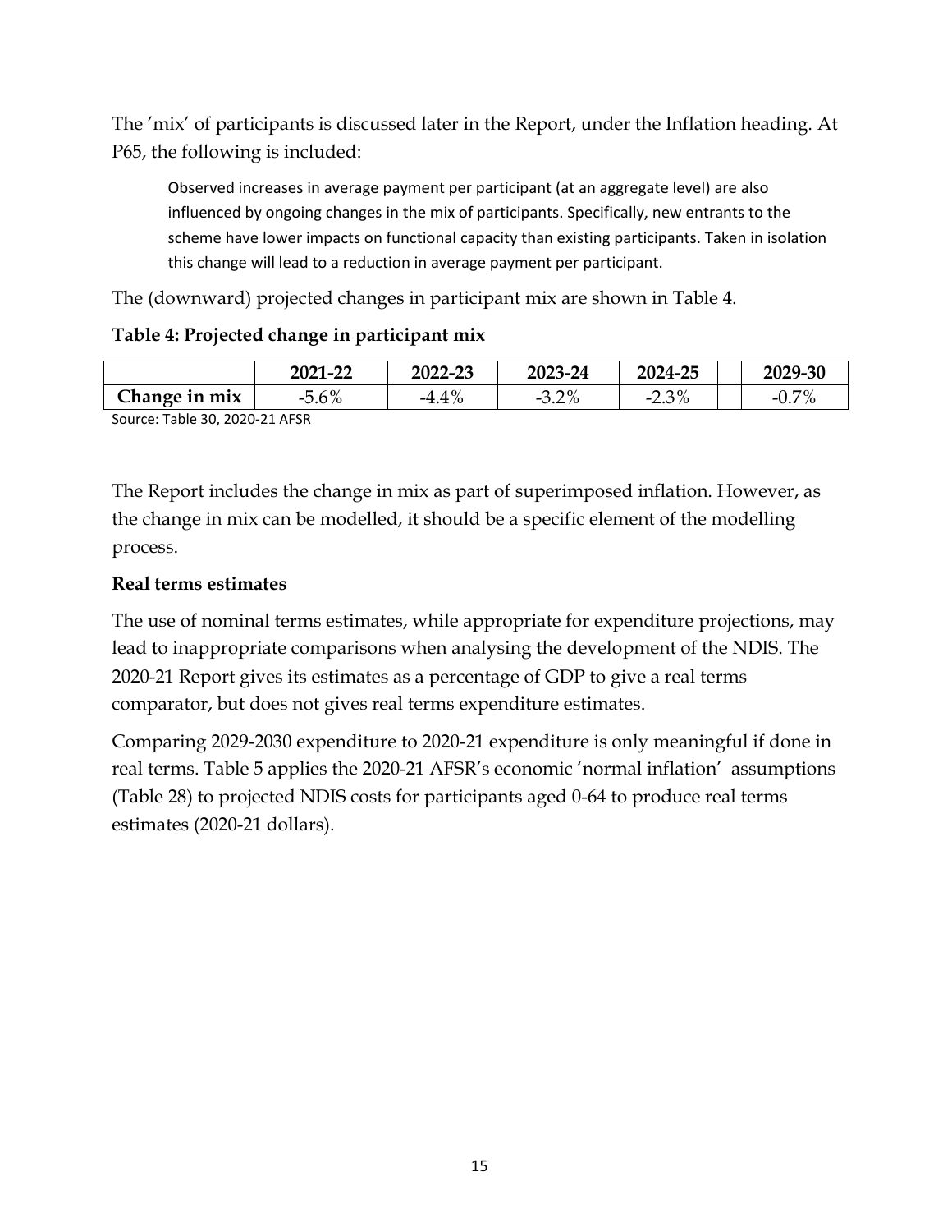The 'mix' of participants is discussed later in the Report, under the Inflation heading. At P65, the following is included:

> Observed increases in average payment per participant (at an aggregate level) are also influenced by ongoing changes in the mix of participants. Specifically, new entrants to the scheme have lower impacts on functional capacity than existing participants. Taken in isolation this change will lead to a reduction in average payment per participant.

The (downward) projected changes in participant mix are shown in Table 4.

**Table 4: Projected change in participant mix**

| | 2021-22 | 2022-23 | 2023-24 | 2024-25 | | 2029-30 |
|---|---|---|---|---|---|---|
| **Change in mix** | -5.6% | -4.4% | -3.2% | -2.3% | | -0.7% |

Source: Table 30, 2020-21 AFSR

The Report includes the change in mix as part of superimposed inflation. However, as the change in mix can be modelled, it should be a specific element of the modelling process.

**Real terms estimates**

The use of nominal terms estimates, while appropriate for expenditure projections, may lead to inappropriate comparisons when analysing the development of the NDIS. The 2020-21 Report gives its estimates as a percentage of GDP to give a real terms comparator, but does not gives real terms expenditure estimates.

Comparing 2029-2030 expenditure to 2020-21 expenditure is only meaningful if done in real terms. Table 5 applies the 2020-21 AFSR's economic 'normal inflation' assumptions (Table 28) to projected NDIS costs for participants aged 0-64 to produce real terms estimates (2020-21 dollars).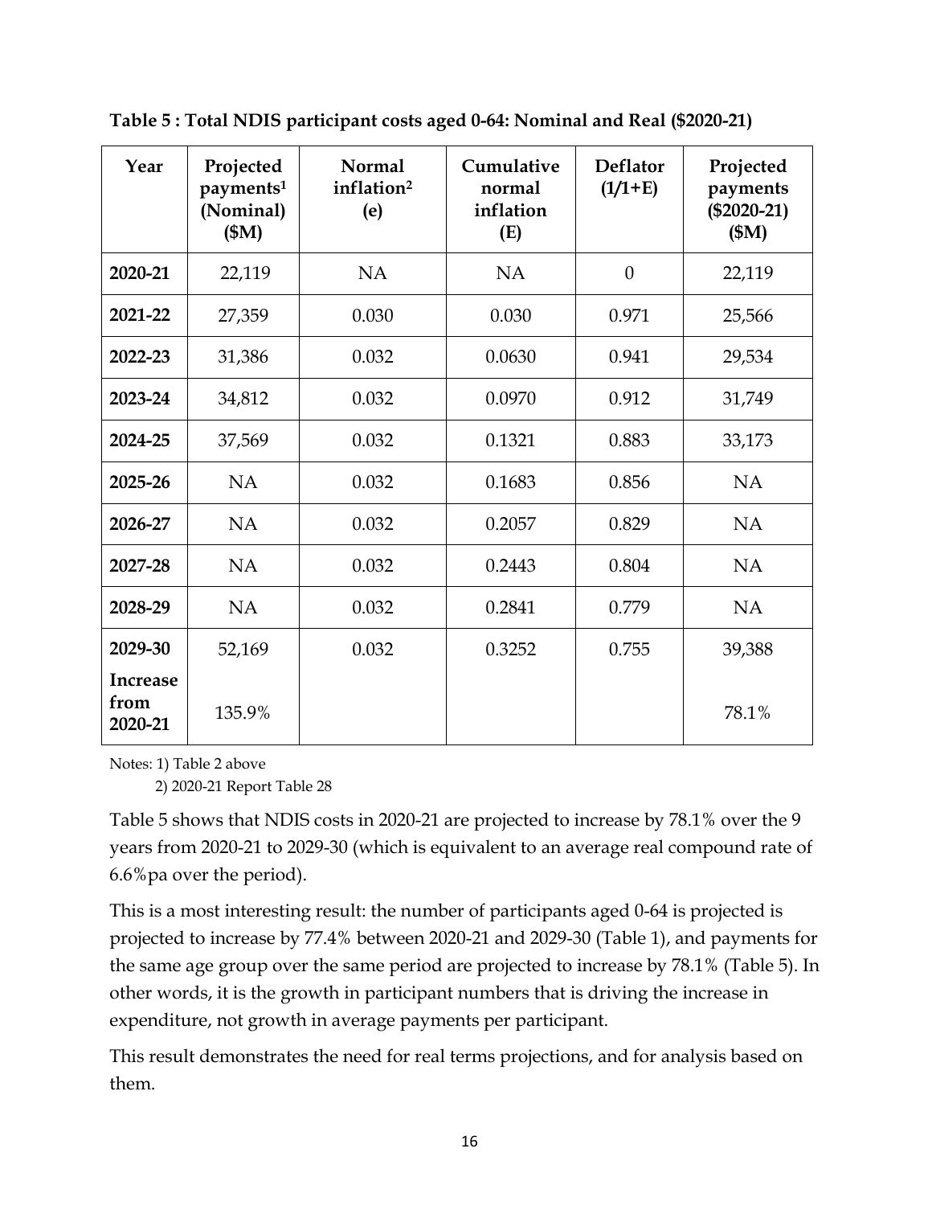**Table 5 : Total NDIS participant costs aged 0-64: Nominal and Real ($2020-21)**

| Year | Projected payments[1] (Nominal) ($M) | Normal inflation[2] (e) | Cumulative normal inflation (E) | Deflator (1/1+E) | Projected payments ($2020-21) ($M) |
|---|---|---|---|---|---|
| **2020-21** | 22,119 | NA | NA | 0 | 22,119 |
| **2021-22** | 27,359 | 0.030 | 0.030 | 0.971 | 25,566 |
| **2022-23** | 31,386 | 0.032 | 0.0630 | 0.941 | 29,534 |
| **2023-24** | 34,812 | 0.032 | 0.0970 | 0.912 | 31,749 |
| **2024-25** | 37,569 | 0.032 | 0.1321 | 0.883 | 33,173 |
| **2025-26** | NA | 0.032 | 0.1683 | 0.856 | NA |
| **2026-27** | NA | 0.032 | 0.2057 | 0.829 | NA |
| **2027-28** | NA | 0.032 | 0.2443 | 0.804 | NA |
| **2028-29** | NA | 0.032 | 0.2841 | 0.779 | NA |
| **2029-30** | 52,169 | 0.032 | 0.3252 | 0.755 | 39,388 |
| **Increase from 2020-21** | 135.9% | | | | 78.1% |

Notes: 1) Table 2 above
2) 2020-21 Report Table 28

Table 5 shows that NDIS costs in 2020-21 are projected to increase by 78.1% over the 9 years from 2020-21 to 2029-30 (which is equivalent to an average real compound rate of 6.6%pa over the period).

This is a most interesting result: the number of participants aged 0-64 is projected is projected to increase by 77.4% between 2020-21 and 2029-30 (Table 1), and payments for the same age group over the same period are projected to increase by 78.1% (Table 5). In other words, it is the growth in participant numbers that is driving the increase in expenditure, not growth in average payments per participant.

This result demonstrates the need for real terms projections, and for analysis based on them.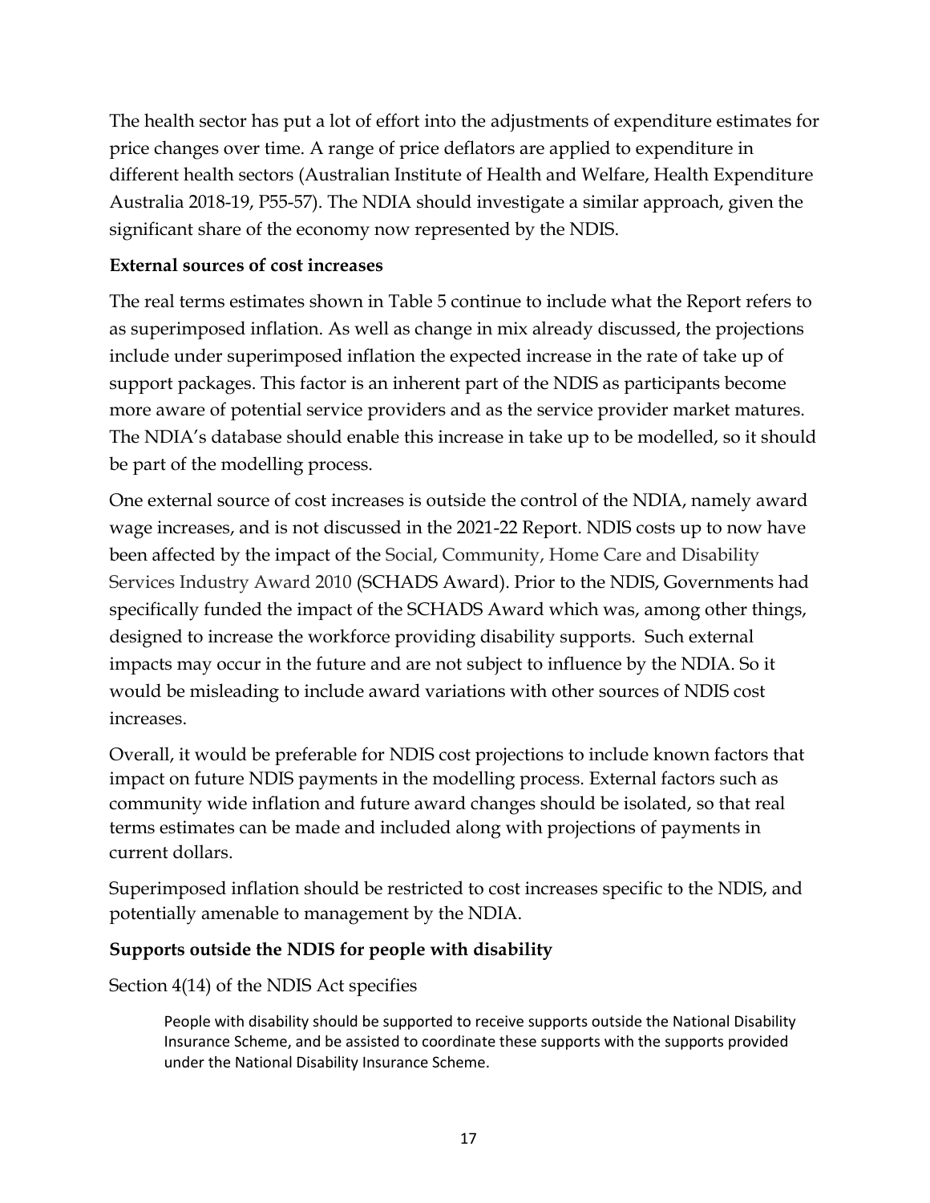The health sector has put a lot of effort into the adjustments of expenditure estimates for price changes over time. A range of price deflators are applied to expenditure in different health sectors (Australian Institute of Health and Welfare, Health Expenditure Australia 2018-19, P55-57). The NDIA should investigate a similar approach, given the significant share of the economy now represented by the NDIS.

**External sources of cost increases**

The real terms estimates shown in Table 5 continue to include what the Report refers to as superimposed inflation. As well as change in mix already discussed, the projections include under superimposed inflation the expected increase in the rate of take up of support packages. This factor is an inherent part of the NDIS as participants become more aware of potential service providers and as the service provider market matures. The NDIA's database should enable this increase in take up to be modelled, so it should be part of the modelling process.

One external source of cost increases is outside the control of the NDIA, namely award wage increases, and is not discussed in the 2021-22 Report. NDIS costs up to now have been affected by the impact of the Social, Community, Home Care and Disability Services Industry Award 2010 (SCHADS Award). Prior to the NDIS, Governments had specifically funded the impact of the SCHADS Award which was, among other things, designed to increase the workforce providing disability supports. Such external impacts may occur in the future and are not subject to influence by the NDIA. So it would be misleading to include award variations with other sources of NDIS cost increases.

Overall, it would be preferable for NDIS cost projections to include known factors that impact on future NDIS payments in the modelling process. External factors such as community wide inflation and future award changes should be isolated, so that real terms estimates can be made and included along with projections of payments in current dollars.

Superimposed inflation should be restricted to cost increases specific to the NDIS, and potentially amenable to management by the NDIA.

**Supports outside the NDIS for people with disability**

Section 4(14) of the NDIS Act specifies

> People with disability should be supported to receive supports outside the National Disability Insurance Scheme, and be assisted to coordinate these supports with the supports provided under the National Disability Insurance Scheme.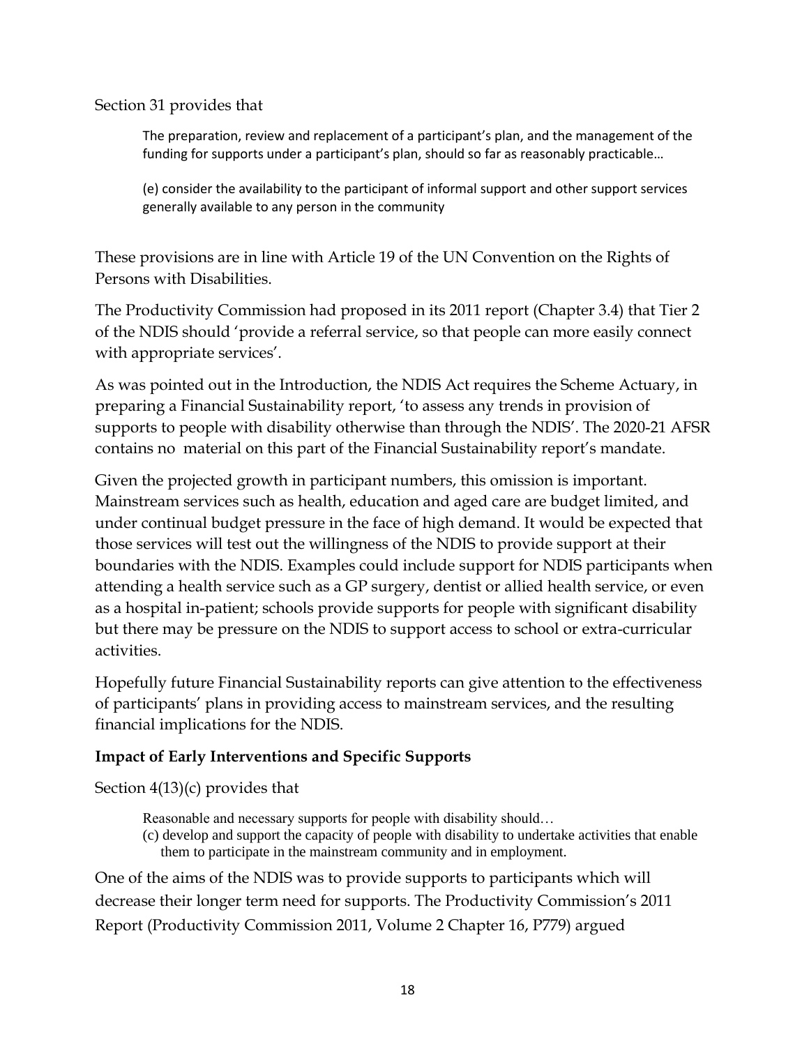Section 31 provides that

> The preparation, review and replacement of a participant's plan, and the management of the funding for supports under a participant's plan, should so far as reasonably practicable…
>
> (e) consider the availability to the participant of informal support and other support services generally available to any person in the community

These provisions are in line with Article 19 of the UN Convention on the Rights of Persons with Disabilities.

The Productivity Commission had proposed in its 2011 report (Chapter 3.4) that Tier 2 of the NDIS should 'provide a referral service, so that people can more easily connect with appropriate services'.

As was pointed out in the Introduction, the NDIS Act requires the Scheme Actuary, in preparing a Financial Sustainability report, 'to assess any trends in provision of supports to people with disability otherwise than through the NDIS'. The 2020-21 AFSR contains no material on this part of the Financial Sustainability report's mandate.

Given the projected growth in participant numbers, this omission is important. Mainstream services such as health, education and aged care are budget limited, and under continual budget pressure in the face of high demand. It would be expected that those services will test out the willingness of the NDIS to provide support at their boundaries with the NDIS. Examples could include support for NDIS participants when attending a health service such as a GP surgery, dentist or allied health service, or even as a hospital in-patient; schools provide supports for people with significant disability but there may be pressure on the NDIS to support access to school or extra-curricular activities.

Hopefully future Financial Sustainability reports can give attention to the effectiveness of participants' plans in providing access to mainstream services, and the resulting financial implications for the NDIS.

**Impact of Early Interventions and Specific Supports**

Section 4(13)(c) provides that

> Reasonable and necessary supports for people with disability should…
>
> (c) develop and support the capacity of people with disability to undertake activities that enable them to participate in the mainstream community and in employment.

One of the aims of the NDIS was to provide supports to participants which will decrease their longer term need for supports. The Productivity Commission's 2011 Report (Productivity Commission 2011, Volume 2 Chapter 16, P779) argued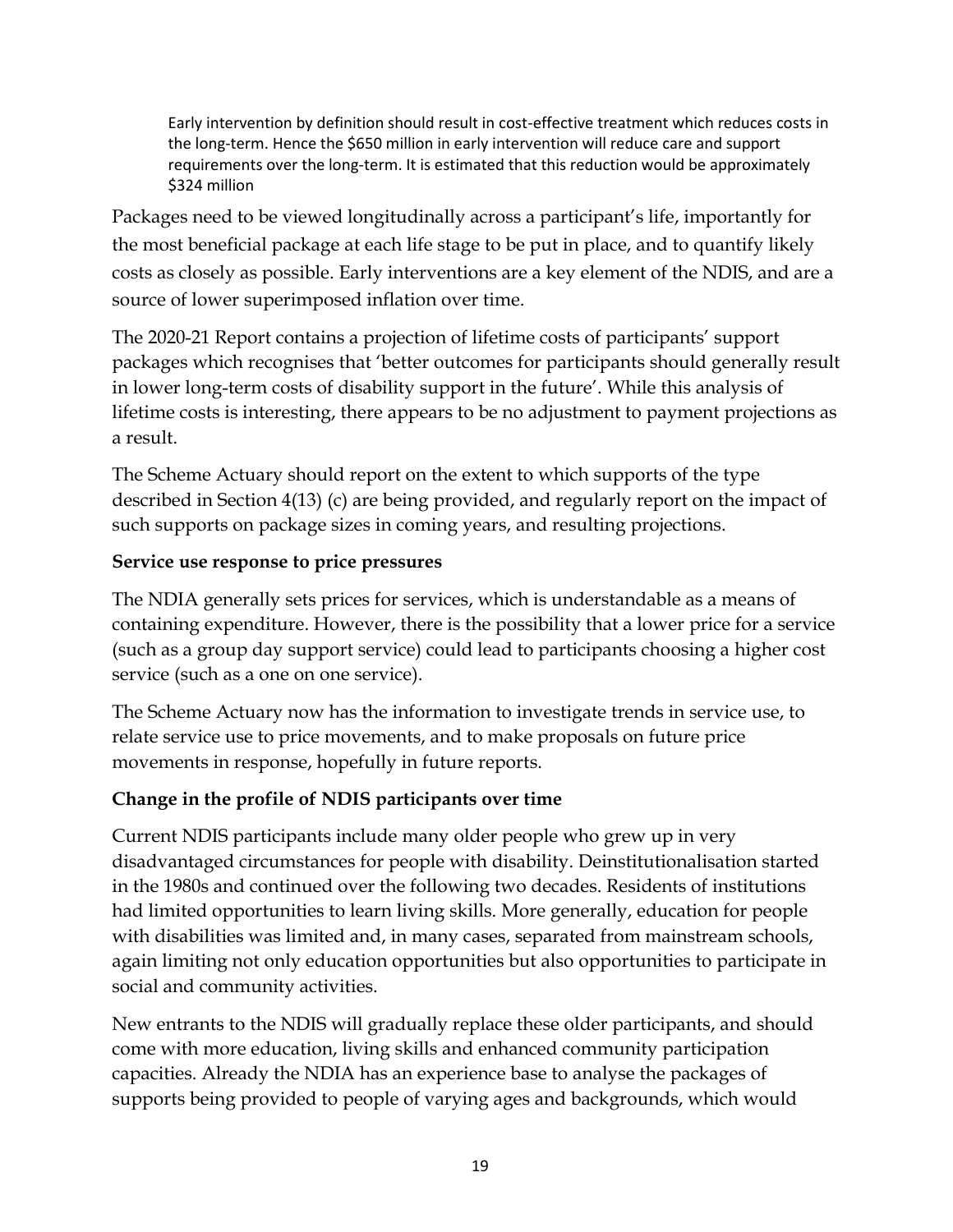> Early intervention by definition should result in cost-effective treatment which reduces costs in the long-term. Hence the $650 million in early intervention will reduce care and support requirements over the long-term. It is estimated that this reduction would be approximately $324 million

Packages need to be viewed longitudinally across a participant's life, importantly for the most beneficial package at each life stage to be put in place, and to quantify likely costs as closely as possible. Early interventions are a key element of the NDIS, and are a source of lower superimposed inflation over time.

The 2020-21 Report contains a projection of lifetime costs of participants' support packages which recognises that 'better outcomes for participants should generally result in lower long-term costs of disability support in the future'. While this analysis of lifetime costs is interesting, there appears to be no adjustment to payment projections as a result.

The Scheme Actuary should report on the extent to which supports of the type described in Section 4(13) (c) are being provided, and regularly report on the impact of such supports on package sizes in coming years, and resulting projections.

**Service use response to price pressures**

The NDIA generally sets prices for services, which is understandable as a means of containing expenditure. However, there is the possibility that a lower price for a service (such as a group day support service) could lead to participants choosing a higher cost service (such as a one on one service).

The Scheme Actuary now has the information to investigate trends in service use, to relate service use to price movements, and to make proposals on future price movements in response, hopefully in future reports.

**Change in the profile of NDIS participants over time**

Current NDIS participants include many older people who grew up in very disadvantaged circumstances for people with disability. Deinstitutionalisation started in the 1980s and continued over the following two decades. Residents of institutions had limited opportunities to learn living skills. More generally, education for people with disabilities was limited and, in many cases, separated from mainstream schools, again limiting not only education opportunities but also opportunities to participate in social and community activities.

New entrants to the NDIS will gradually replace these older participants, and should come with more education, living skills and enhanced community participation capacities. Already the NDIA has an experience base to analyse the packages of supports being provided to people of varying ages and backgrounds, which would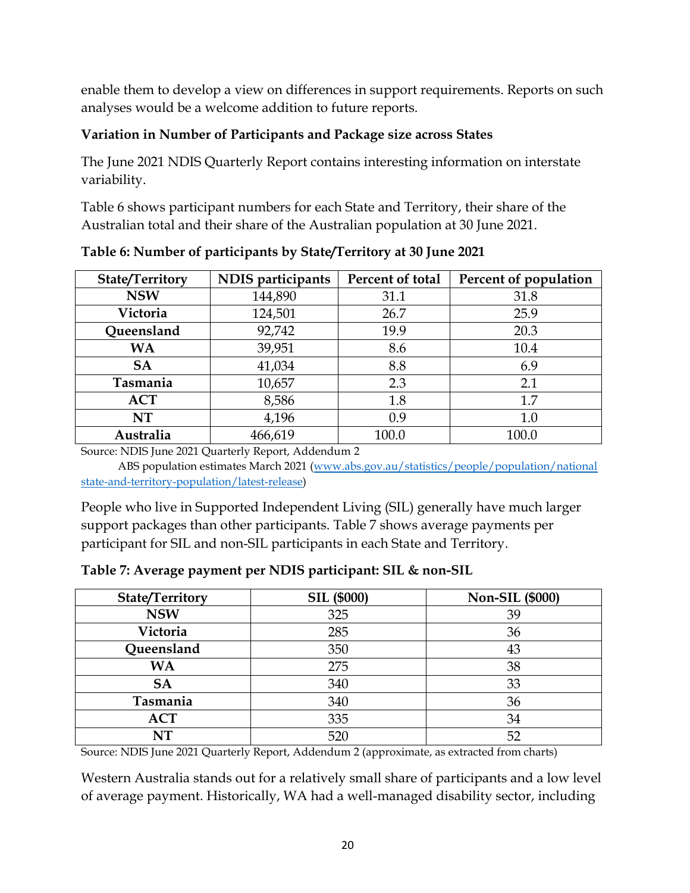enable them to develop a view on differences in support requirements. Reports on such analyses would be a welcome addition to future reports.

**Variation in Number of Participants and Package size across States**

The June 2021 NDIS Quarterly Report contains interesting information on interstate variability.

Table 6 shows participant numbers for each State and Territory, their share of the Australian total and their share of the Australian population at 30 June 2021.

**Table 6: Number of participants by State/Territory at 30 June 2021**

| State/Territory | NDIS participants | Percent of total | Percent of population |
|---|---|---|---|
| **NSW** | 144,890 | 31.1 | 31.8 |
| **Victoria** | 124,501 | 26.7 | 25.9 |
| **Queensland** | 92,742 | 19.9 | 20.3 |
| **WA** | 39,951 | 8.6 | 10.4 |
| **SA** | 41,034 | 8.8 | 6.9 |
| **Tasmania** | 10,657 | 2.3 | 2.1 |
| **ACT** | 8,586 | 1.8 | 1.7 |
| **NT** | 4,196 | 0.9 | 1.0 |
| **Australia** | 466,619 | 100.0 | 100.0 |

Source: NDIS June 2021 Quarterly Report, Addendum 2
ABS population estimates March 2021 (www.abs.gov.au/statistics/people/population/national state-and-territory-population/latest-release)

People who live in Supported Independent Living (SIL) generally have much larger support packages than other participants. Table 7 shows average payments per participant for SIL and non-SIL participants in each State and Territory.

**Table 7: Average payment per NDIS participant: SIL & non-SIL**

| State/Territory | SIL ($000) | Non-SIL ($000) |
|---|---|---|
| **NSW** | 325 | 39 |
| **Victoria** | 285 | 36 |
| **Queensland** | 350 | 43 |
| **WA** | 275 | 38 |
| **SA** | 340 | 33 |
| **Tasmania** | 340 | 36 |
| **ACT** | 335 | 34 |
| **NT** | 520 | 52 |

Source: NDIS June 2021 Quarterly Report, Addendum 2 (approximate, as extracted from charts)

Western Australia stands out for a relatively small share of participants and a low level of average payment. Historically, WA had a well-managed disability sector, including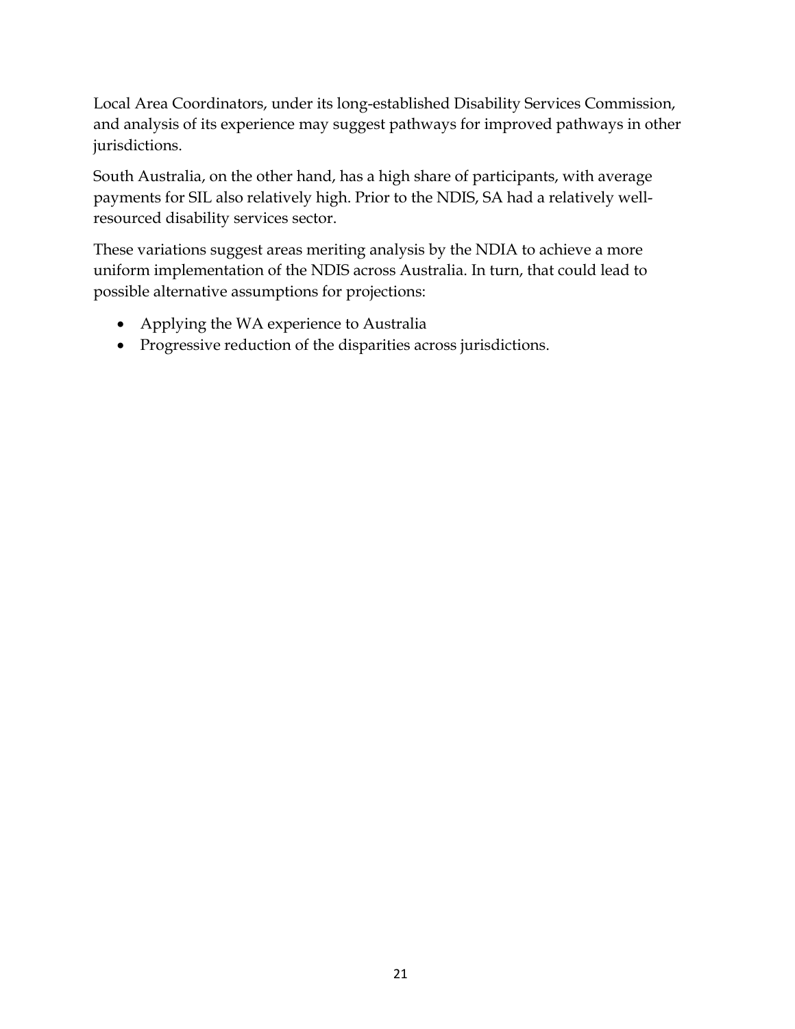Local Area Coordinators, under its long-established Disability Services Commission, and analysis of its experience may suggest pathways for improved pathways in other jurisdictions.

South Australia, on the other hand, has a high share of participants, with average payments for SIL also relatively high. Prior to the NDIS, SA had a relatively well-resourced disability services sector.

These variations suggest areas meriting analysis by the NDIA to achieve a more uniform implementation of the NDIS across Australia. In turn, that could lead to possible alternative assumptions for projections:

- Applying the WA experience to Australia
- Progressive reduction of the disparities across jurisdictions.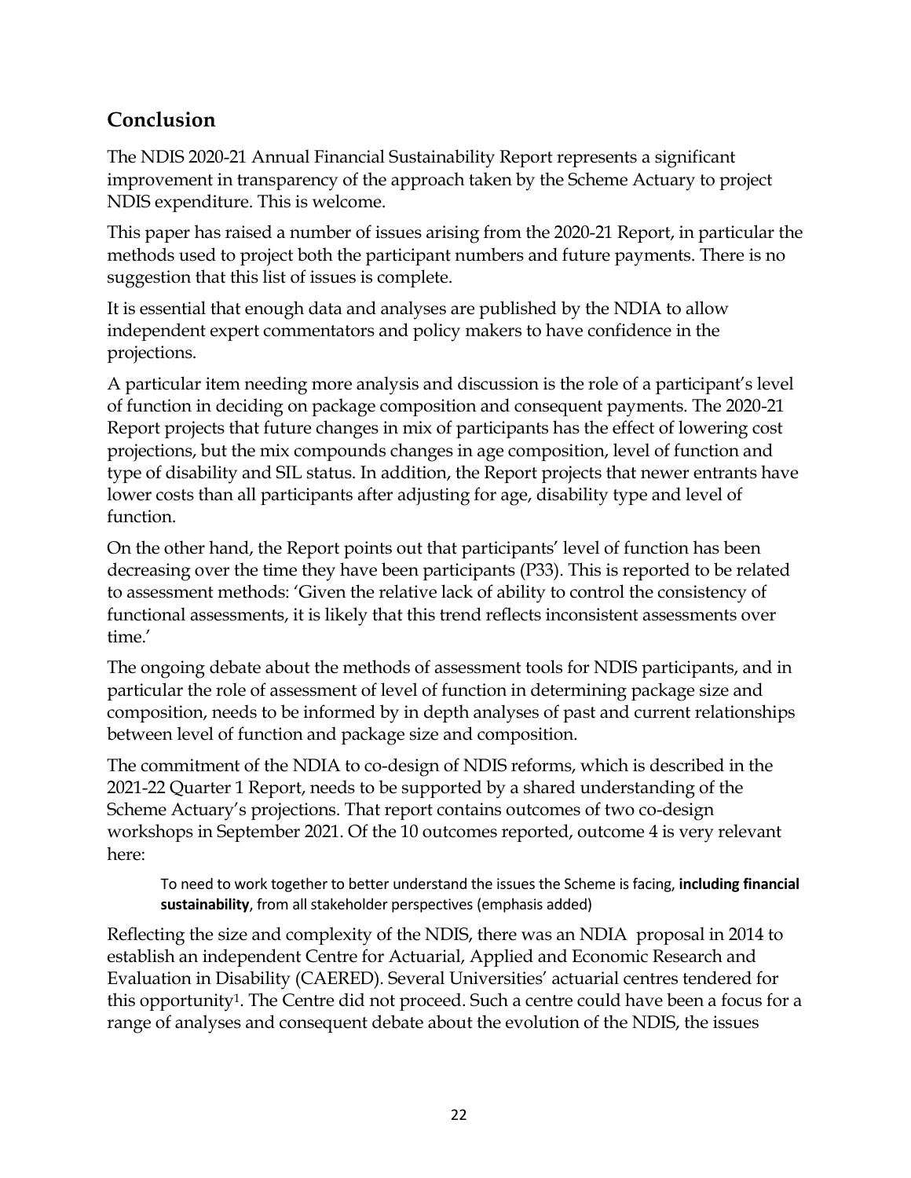## Conclusion

The NDIS 2020-21 Annual Financial Sustainability Report represents a significant improvement in transparency of the approach taken by the Scheme Actuary to project NDIS expenditure. This is welcome.

This paper has raised a number of issues arising from the 2020-21 Report, in particular the methods used to project both the participant numbers and future payments. There is no suggestion that this list of issues is complete.

It is essential that enough data and analyses are published by the NDIA to allow independent expert commentators and policy makers to have confidence in the projections.

A particular item needing more analysis and discussion is the role of a participant's level of function in deciding on package composition and consequent payments. The 2020-21 Report projects that future changes in mix of participants has the effect of lowering cost projections, but the mix compounds changes in age composition, level of function and type of disability and SIL status. In addition, the Report projects that newer entrants have lower costs than all participants after adjusting for age, disability type and level of function.

On the other hand, the Report points out that participants' level of function has been decreasing over the time they have been participants (P33). This is reported to be related to assessment methods: 'Given the relative lack of ability to control the consistency of functional assessments, it is likely that this trend reflects inconsistent assessments over time.'

The ongoing debate about the methods of assessment tools for NDIS participants, and in particular the role of assessment of level of function in determining package size and composition, needs to be informed by in depth analyses of past and current relationships between level of function and package size and composition.

The commitment of the NDIA to co-design of NDIS reforms, which is described in the 2021-22 Quarter 1 Report, needs to be supported by a shared understanding of the Scheme Actuary's projections. That report contains outcomes of two co-design workshops in September 2021. Of the 10 outcomes reported, outcome 4 is very relevant here:

> To need to work together to better understand the issues the Scheme is facing, **including financial sustainability**, from all stakeholder perspectives (emphasis added)

Reflecting the size and complexity of the NDIS, there was an NDIA proposal in 2014 to establish an independent Centre for Actuarial, Applied and Economic Research and Evaluation in Disability (CAERED). Several Universities' actuarial centres tendered for this opportunity[1]. The Centre did not proceed. Such a centre could have been a focus for a range of analyses and consequent debate about the evolution of the NDIS, the issues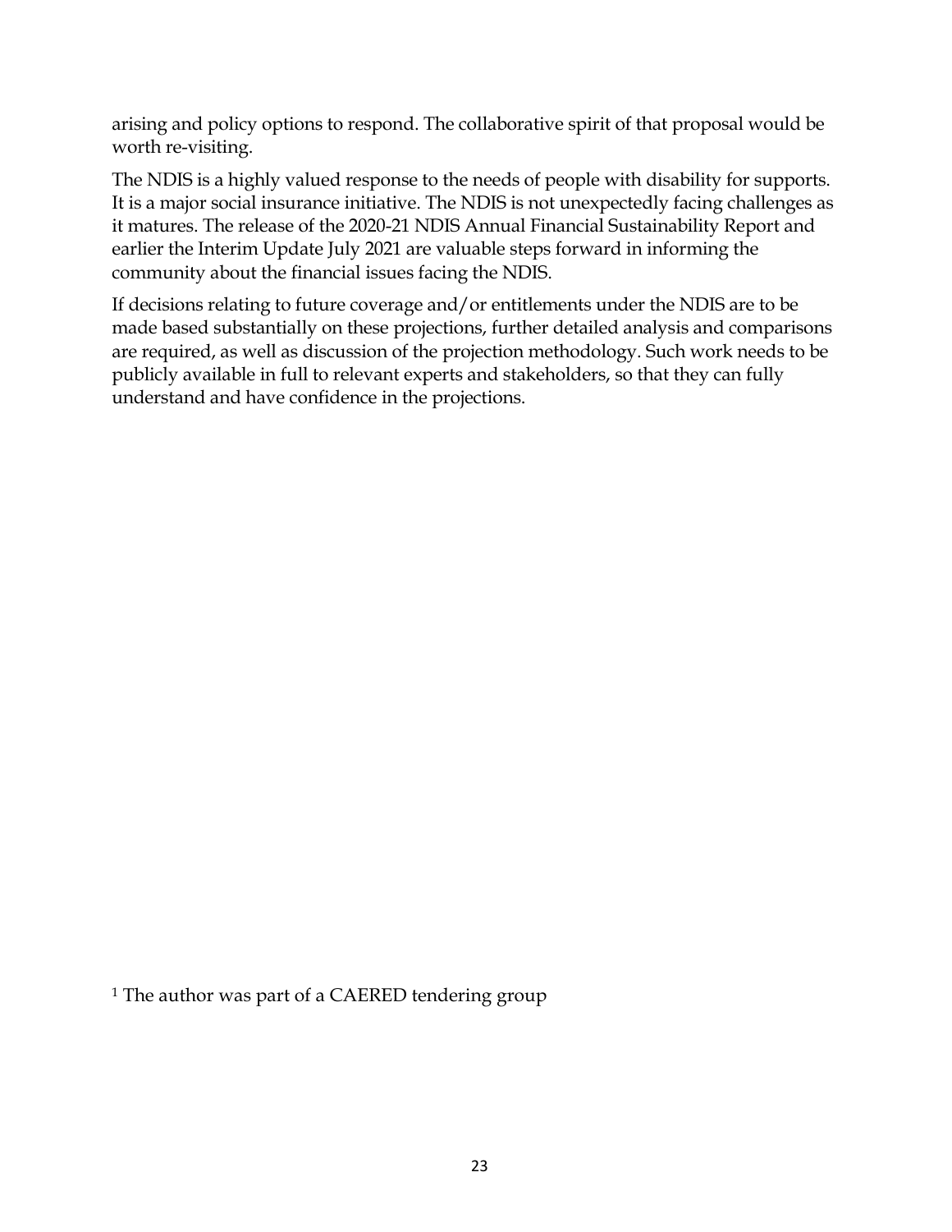arising and policy options to respond. The collaborative spirit of that proposal would be worth re-visiting.

The NDIS is a highly valued response to the needs of people with disability for supports. It is a major social insurance initiative. The NDIS is not unexpectedly facing challenges as it matures. The release of the 2020-21 NDIS Annual Financial Sustainability Report and earlier the Interim Update July 2021 are valuable steps forward in informing the community about the financial issues facing the NDIS.

If decisions relating to future coverage and/or entitlements under the NDIS are to be made based substantially on these projections, further detailed analysis and comparisons are required, as well as discussion of the projection methodology. Such work needs to be publicly available in full to relevant experts and stakeholders, so that they can fully understand and have confidence in the projections.

[1] The author was part of a CAERED tendering group